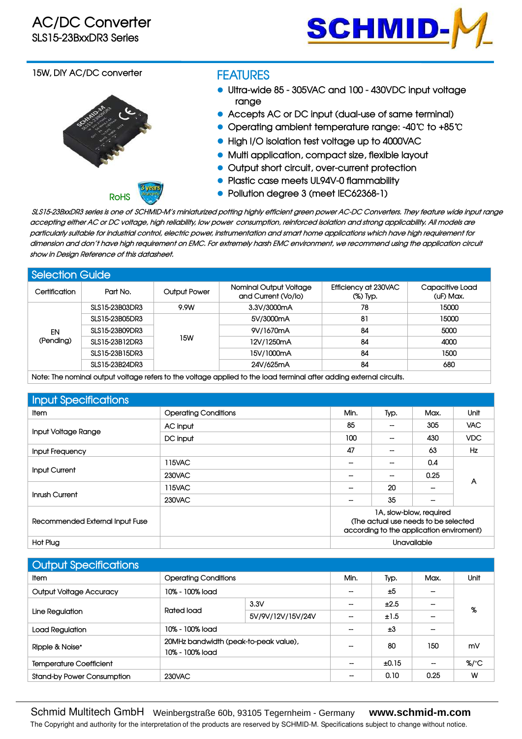# AC/DC Converter

## SLS15-23BxxDR3 Series

15W, DIY AC/DC converter

RoHS

## FEATURES

- Ultra-wide 85 - 305VAC and 100 - 430VDC input voltage range
- Accepts AC or DC input (dual-use of same terminal)
- Operating ambient temperature range: -40℃ to +85℃
- High I/O isolation test voltage up to 4000VAC
- Multi application, compact size, flexible layout
- Output short circuit, over-current protection
- Plastic case meets UL94V-0 flammability
- Pollution degree 3 (meet IEC62368-1)

*SLS15-23BxxDR3 series is one of SCHMID-M's miniaturized potting highly efficient green power AC-DC Converters. They feature wide input range accepting either AC or DC voltage, high reliability, low power consumption, reinforced isolation and strong applicability. All models are particularly suitable for industrial control, electric power, instrumentation and smart home applications which have high requirement for dimension and don't have high requirement on EMC. For extremely harsh EMC environment, we recommend using the application circuit show in Design Reference of this datasheet.*

## Selection Guide

| Certification | Part No. | Output Power | Nominal Output Voltage and Current (Vo/Io) | Efficiency at 230VAC (%) Typ. | Capacitive Load (uF) Max. |
|---|---|---|---|---|---|
| EN (Pending) | SLS15-23B03DR3 | 9.9W | 3.3V/3000mA | 78 | 15000 |
| | SLS15-23B05DR3 | 15W | 5V/3000mA | 81 | 15000 |
| | SLS15-23B09DR3 | | 9V/1670mA | 84 | 5000 |
| | SLS15-23B12DR3 | | 12V/1250mA | 84 | 4000 |
| | SLS15-23B15DR3 | | 15V/1000mA | 84 | 1500 |
| | SLS15-23B24DR3 | | 24V/625mA | 84 | 680 |

Note: The nominal output voltage refers to the voltage applied to the load terminal after adding external circuits.

## Input Specifications

| Item | Operating Conditions | Min. | Typ. | Max. | Unit |
|---|---|---|---|---|---|
| Input Voltage Range | AC input | 85 | -- | 305 | VAC |
| | DC input | 100 | -- | 430 | VDC |
| Input Frequency | | 47 | -- | 63 | Hz |
| Input Current | 115VAC | -- | -- | 0.4 | A |
| | 230VAC | -- | -- | 0.25 | |
| Inrush Current | 115VAC | -- | 20 | -- | |
| | 230VAC | -- | 35 | -- | |
| Recommended External Input Fuse | | 1A, slow-blow, required (The actual use needs to be selected according to the application enviroment) | | | |
| Hot Plug | | Unavailable | | | |

## Output Specifications

| Item | Operating Conditions | | Min. | Typ. | Max. | Unit |
|---|---|---|---|---|---|---|
| Output Voltage Accuracy | 10% - 100% load | | -- | ±5 | -- | % |
| Line Regulation | Rated load | 3.3V | -- | ±2.5 | -- | |
| | | 5V/9V/12V/15V/24V | -- | ±1.5 | -- | |
| Load Regulation | 10% - 100% load | | -- | ±3 | -- | |
| Ripple & Noise* | 20MHz bandwidth (peak-to-peak value), 10% - 100% load | | -- | 80 | 150 | mV |
| Temperature Coefficient | | | -- | ±0.15 | -- | %/°C |
| Stand-by Power Consumption | 230VAC | | -- | 0.10 | 0.25 | W |

Schmid Multitech GmbH Weinbergstraße 60b, 93105 Tegernheim - Germany **www.schmid-m.com**

The Copyright and authority for the interpretation of the products are reserved by SCHMID-M. Specifications subject to change without notice.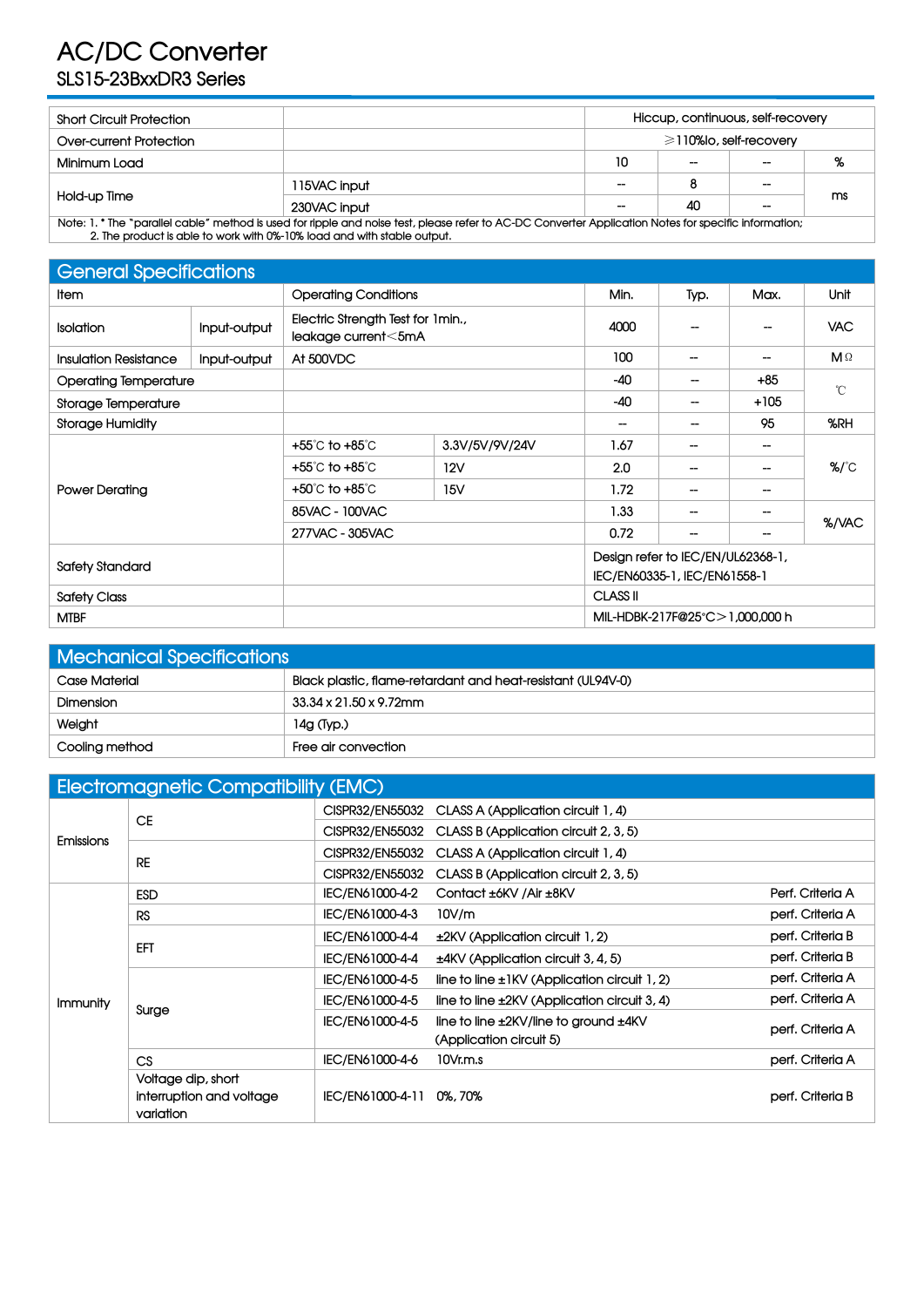# AC/DC Converter

## SLS15-23BxxDR3 Series

| | | | | | |
|---|---|---|---|---|---|
| Short Circuit Protection | | Hiccup, continuous, self-recovery | | | |
| Over-current Protection | | ⩾110%Io, self-recovery | | | |
| Minimum Load | | 10 | -- | -- | % |
| Hold-up Time | 115VAC input | -- | 8 | -- | ms |
| | 230VAC input | -- | 40 | -- | |

Note: 1. * The "parallel cable" method is used for ripple and noise test, please refer to AC-DC Converter Application Notes for specific information;
2. The product is able to work with 0%-10% load and with stable output.

## General Specifications

| Item | | Operating Conditions | | Min. | Typ. | Max. | Unit |
|---|---|---|---|---|---|---|---|
| Isolation | Input-output | Electric Strength Test for 1min., leakage current<5mA | | 4000 | -- | -- | VAC |
| Insulation Resistance | Input-output | At 500VDC | | 100 | -- | -- | MΩ |
| Operating Temperature | | | | -40 | -- | +85 | ℃ |
| Storage Temperature | | | | -40 | -- | +105 | |
| Storage Humidity | | | | -- | -- | 95 | %RH |
| Power Derating | | +55℃ to +85℃ | 3.3V/5V/9V/24V | 1.67 | -- | -- | %/℃ |
| | | +55℃ to +85℃ | 12V | 2.0 | -- | -- | |
| | | +50℃ to +85℃ | 15V | 1.72 | -- | -- | |
| | | 85VAC - 100VAC | | 1.33 | -- | -- | %/VAC |
| | | 277VAC - 305VAC | | 0.72 | -- | -- | |
| Safety Standard | | | | Design refer to IEC/EN/UL62368-1, IEC/EN60335-1, IEC/EN61558-1 | | | |
| Safety Class | | | | CLASS II | | | |
| MTBF | | | | MIL-HDBK-217F@25℃>1,000,000 h | | | |

## Mechanical Specifications

| | |
|---|---|
| Case Material | Black plastic, flame-retardant and heat-resistant (UL94V-0) |
| Dimension | 33.34 x 21.50 x 9.72mm |
| Weight | 14g (Typ.) |
| Cooling method | Free air convection |

## Electromagnetic Compatibility (EMC)

| | | | | |
|---|---|---|---|---|
| Emissions | CE | CISPR32/EN55032 | CLASS A (Application circuit 1, 4) | |
| | | CISPR32/EN55032 | CLASS B (Application circuit 2, 3, 5) | |
| | RE | CISPR32/EN55032 | CLASS A (Application circuit 1, 4) | |
| | | CISPR32/EN55032 | CLASS B (Application circuit 2, 3, 5) | |
| Immunity | ESD | IEC/EN61000-4-2 | Contact ±6KV /Air ±8KV | Perf. Criteria A |
| | RS | IEC/EN61000-4-3 | 10V/m | perf. Criteria A |
| | EFT | IEC/EN61000-4-4 | ±2KV (Application circuit 1, 2) | perf. Criteria B |
| | | IEC/EN61000-4-4 | ±4KV (Application circuit 3, 4, 5) | perf. Criteria B |
| | Surge | IEC/EN61000-4-5 | line to line ±1KV (Application circuit 1, 2) | perf. Criteria A |
| | | IEC/EN61000-4-5 | line to line ±2KV (Application circuit 3, 4) | perf. Criteria A |
| | | IEC/EN61000-4-5 | line to line ±2KV/line to ground ±4KV (Application circuit 5) | perf. Criteria A |
| | CS | IEC/EN61000-4-6 | 10Vr.m.s | perf. Criteria A |
| | Voltage dip, short interruption and voltage variation | IEC/EN61000-4-11 | 0%, 70% | perf. Criteria B |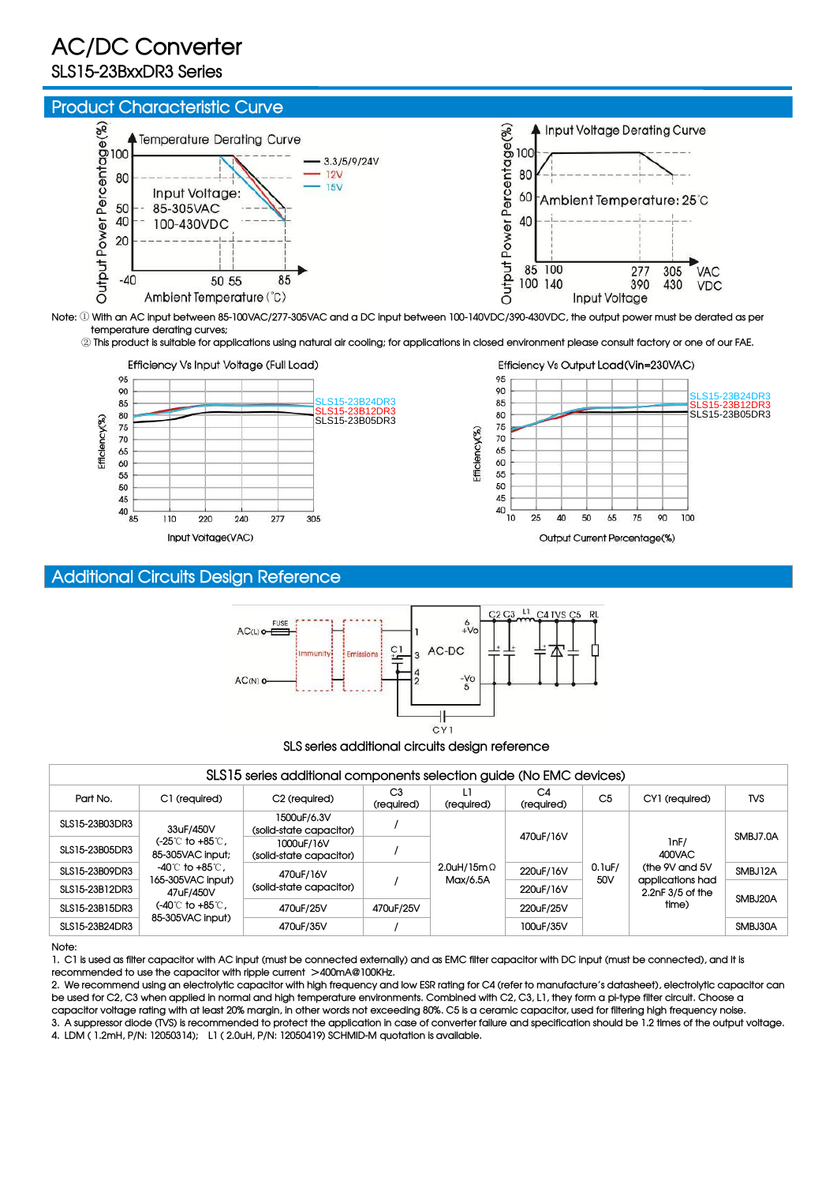# AC/DC Converter

SLS15-23BxxDR3 Series

## Product Characteristic Curve

Note: ① With an AC input between 85-100VAC/277-305VAC and a DC input between 100-140VDC/390-430VDC, the output power must be derated as per temperature derating curves;

② This product is suitable for applications using natural air cooling; for applications in closed environment please consult factory or one of our FAE.

## Additional Circuits Design Reference

SLS series additional circuits design reference

| SLS15 series additional components selection guide (No EMC devices) | | | | | | | | |
|---|---|---|---|---|---|---|---|---|
| Part No. | C1 (required) | C2 (required) | C3 (required) | L1 (required) | C4 (required) | C5 | CY1 (required) | TVS |
| SLS15-23B03DR3 | 33uF/450V (-25℃ to +85℃, 85-305VAC input; -40℃ to +85℃, 165-305VAC input) 47uF/450V (-40℃ to +85℃, 85-305VAC input) | 1500uF/6.3V (solid-state capacitor) | / | 2.0uH/15mΩ Max/6.5A | 470uF/16V | 0.1uF/ 50V | 1nF/ 400VAC (the 9V and 5V applications had 2.2nF 3/5 of the time) | SMBJ7.0A |
| SLS15-23B05DR3 | | 1000uF/16V (solid-state capacitor) | / | | | | | |
| SLS15-23B09DR3 | | 470uF/16V (solid-state capacitor) | / | | 220uF/16V | | | SMBJ12A |
| SLS15-23B12DR3 | | | | | 220uF/16V | | | SMBJ20A |
| SLS15-23B15DR3 | | 470uF/25V | 470uF/25V | | 220uF/25V | | | |
| SLS15-23B24DR3 | | 470uF/35V | / | | 100uF/35V | | | SMBJ30A |

Note:

1. C1 is used as filter capacitor with AC input (must be connected externally) and as EMC filter capacitor with DC input (must be connected), and it is recommended to use the capacitor with ripple current ＞400mA@100KHz.
2. We recommend using an electrolytic capacitor with high frequency and low ESR rating for C4 (refer to manufacture's datasheet), electrolytic capacitor can be used for C2, C3 when applied in normal and high temperature environments. Combined with C2, C3, L1, they form a pi-type filter circuit. Choose a capacitor voltage rating with at least 20% margin, in other words not exceeding 80%. C5 is a ceramic capacitor, used for filtering high frequency noise.
3. A suppressor diode (TVS) is recommended to protect the application in case of converter failure and specification should be 1.2 times of the output voltage.
4. LDM ( 1.2mH, P/N: 12050314); L1 ( 2.0uH, P/N: 12050419) SCHMID-M quotation is available.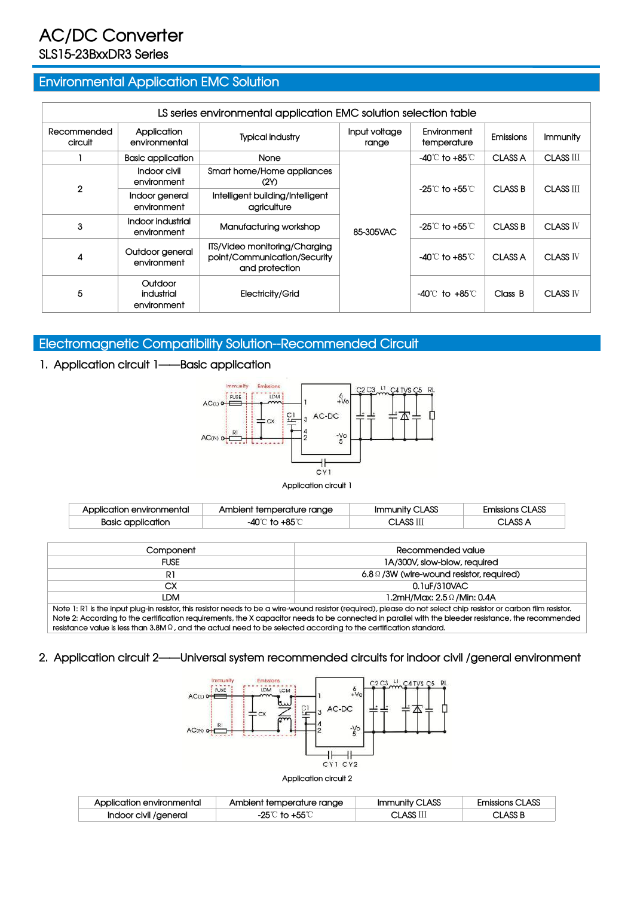# AC/DC Converter

SLS15-23BxxDR3 Series

## Environmental Application EMC Solution

| LS series environmental application EMC solution selection table | | | | | | |
|---|---|---|---|---|---|---|
| Recommended circuit | Application environmental | Typical industry | Input voltage range | Environment temperature | Emissions | Immunity |
| 1 | Basic application | None | 85-305VAC | -40℃ to +85℃ | CLASS A | CLASS III |
| 2 | Indoor civil environment | Smart home/Home appliances (2Y) | | -25℃ to +55℃ | CLASS B | CLASS III |
| | Indoor general environment | Intelligent building/Intelligent agriculture | | | | |
| 3 | Indoor industrial environment | Manufacturing workshop | | -25℃ to +55℃ | CLASS B | CLASS IV |
| 4 | Outdoor general environment | ITS/Video monitoring/Charging point/Communication/Security and protection | | -40℃ to +85℃ | CLASS A | CLASS IV |
| 5 | Outdoor industrial environment | Electricity/Grid | | -40℃ to +85℃ | Class B | CLASS IV |

## Electromagnetic Compatibility Solution--Recommended Circuit

### 1. Application circuit 1——Basic application

Application circuit 1

| Application environmental | Ambient temperature range | Immunity CLASS | Emissions CLASS |
|---|---|---|---|
| Basic application | -40℃ to +85℃ | CLASS III | CLASS A |

| Component | Recommended value |
|---|---|
| FUSE | 1A/300V, slow-blow, required |
| R1 | 6.8Ω/3W (wire-wound resistor, required) |
| CX | 0.1uF/310VAC |
| LDM | 1.2mH/Max: 2.5Ω/Min: 0.4A |

Note 1: R1 is the input plug-in resistor, this resistor needs to be a wire-wound resistor (required), please do not select chip resistor or carbon film resistor.
Note 2: According to the certification requirements, the X capacitor needs to be connected in parallel with the bleeder resistance, the recommended resistance value is less than 3.8MΩ, and the actual need to be selected according to the certification standard.

### 2. Application circuit 2——Universal system recommended circuits for indoor civil /general environment

Application circuit 2

| Application environmental | Ambient temperature range | Immunity CLASS | Emissions CLASS |
|---|---|---|---|
| Indoor civil /general | -25℃ to +55℃ | CLASS III | CLASS B |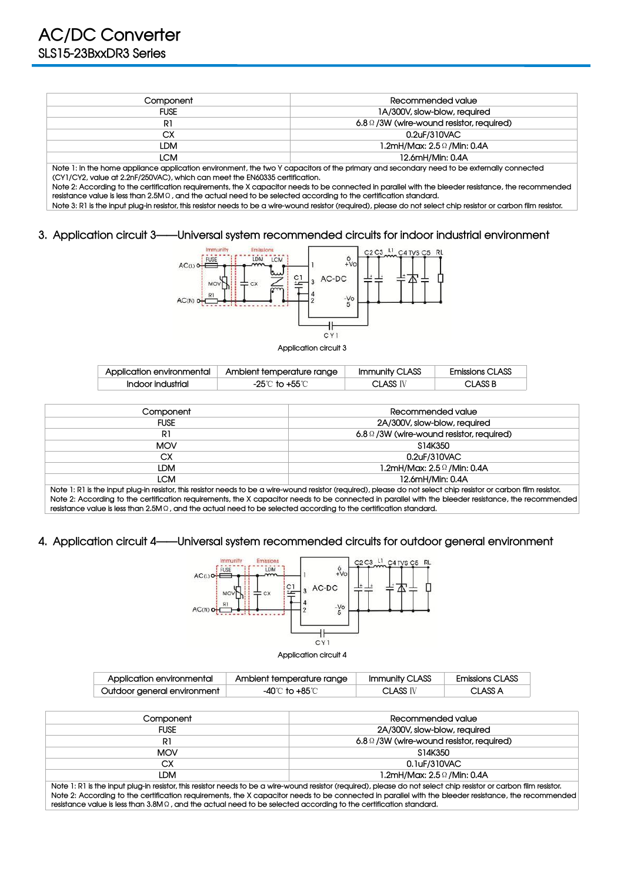| Component | Recommended value |
| --- | --- |
| FUSE | 1A/300V, slow-blow, required |
| R1 | 6.8Ω/3W (wire-wound resistor, required) |
| CX | 0.2uF/310VAC |
| LDM | 1.2mH/Max: 2.5Ω/Min: 0.4A |
| LCM | 12.6mH/Min: 0.4A |

Note 1: In the home appliance application environment, the two Y capacitors of the primary and secondary need to be externally connected (CY1/CY2, value at 2.2nF/250VAC), which can meet the EN60335 certification.
Note 2: According to the certification requirements, the X capacitor needs to be connected in parallel with the bleeder resistance, the recommended resistance value is less than 2.5MΩ, and the actual need to be selected according to the certification standard.
Note 3: R1 is the input plug-in resistor, this resistor needs to be a wire-wound resistor (required), please do not select chip resistor or carbon film resistor.

## 3. Application circuit 3——Universal system recommended circuits for indoor industrial environment

Application circuit 3

| Application environmental | Ambient temperature range | Immunity CLASS | Emissions CLASS |
| --- | --- | --- | --- |
| Indoor industrial | -25℃ to +55℃ | CLASS Ⅳ | CLASS B |

| Component | Recommended value |
| --- | --- |
| FUSE | 2A/300V, slow-blow, required |
| R1 | 6.8Ω/3W (wire-wound resistor, required) |
| MOV | S14K350 |
| CX | 0.2uF/310VAC |
| LDM | 1.2mH/Max: 2.5Ω/Min: 0.4A |
| LCM | 12.6mH/Min: 0.4A |

Note 1: R1 is the input plug-in resistor, this resistor needs to be a wire-wound resistor (required), please do not select chip resistor or carbon film resistor.
Note 2: According to the certification requirements, the X capacitor needs to be connected in parallel with the bleeder resistance, the recommended resistance value is less than 2.5MΩ, and the actual need to be selected according to the certification standard.

## 4. Application circuit 4——Universal system recommended circuits for outdoor general environment

Application circuit 4

| Application environmental | Ambient temperature range | Immunity CLASS | Emissions CLASS |
| --- | --- | --- | --- |
| Outdoor general environment | -40℃ to +85℃ | CLASS Ⅳ | CLASS A |

| Component | Recommended value |
| --- | --- |
| FUSE | 2A/300V, slow-blow, required |
| R1 | 6.8Ω/3W (wire-wound resistor, required) |
| MOV | S14K350 |
| CX | 0.1uF/310VAC |
| LDM | 1.2mH/Max: 2.5Ω/Min: 0.4A |

Note 1: R1 is the input plug-in resistor, this resistor needs to be a wire-wound resistor (required), please do not select chip resistor or carbon film resistor.
Note 2: According to the certification requirements, the X capacitor needs to be connected in parallel with the bleeder resistance, the recommended resistance value is less than 3.8MΩ, and the actual need to be selected according to the certification standard.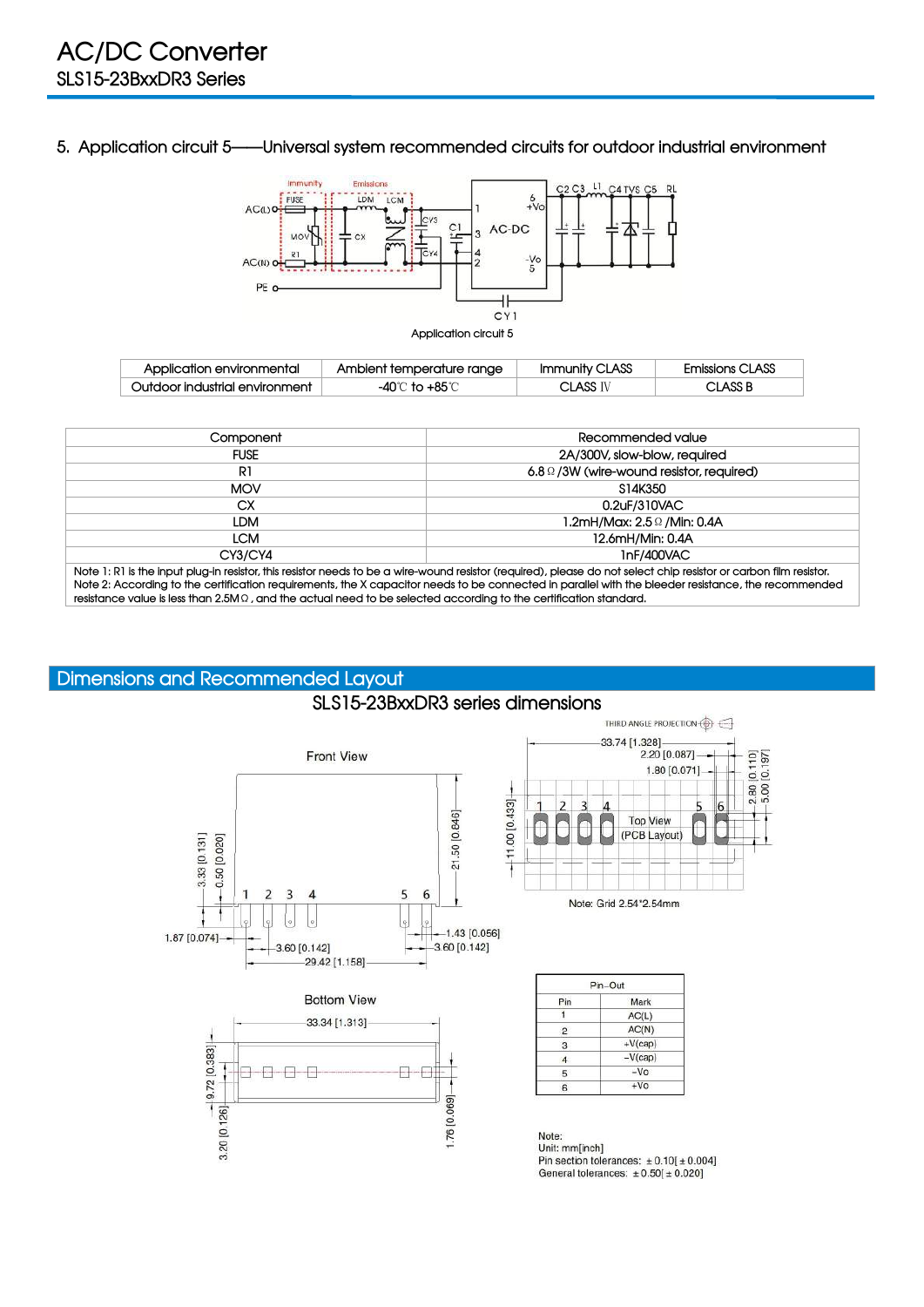## 5. Application circuit 5——Universal system recommended circuits for outdoor industrial environment

Application circuit 5

| Application environmental | Ambient temperature range | Immunity CLASS | Emissions CLASS |
|---|---|---|---|
| Outdoor industrial environment | -40℃ to +85℃ | CLASS Ⅳ | CLASS B |

| Component | Recommended value |
|---|---|
| FUSE | 2A/300V, slow-blow, required |
| R1 | 6.8Ω/3W (wire-wound resistor, required) |
| MOV | S14K350 |
| CX | 0.2uF/310VAC |
| LDM | 1.2mH/Max: 2.5Ω/Min: 0.4A |
| LCM | 12.6mH/Min: 0.4A |
| CY3/CY4 | 1nF/400VAC |

Note 1: R1 is the input plug-in resistor, this resistor needs to be a wire-wound resistor (required), please do not select chip resistor or carbon film resistor.
Note 2: According to the certification requirements, the X capacitor needs to be connected in parallel with the bleeder resistance, the recommended resistance value is less than 2.5MΩ, and the actual need to be selected according to the certification standard.

## Dimensions and Recommended Layout

### SLS15-23BxxDR3 series dimensions

THIRD ANGLE PROJECTION

Front View

Top View (PCB Layout)

Note: Grid 2.54*2.54mm

Bottom View

| Pin | Mark |
|---|---|
| 1 | AC(L) |
| 2 | AC(N) |
| 3 | +V(cap) |
| 4 | –V(cap) |
| 5 | –Vo |
| 6 | +Vo |

Note:
Unit: mm[inch]
Pin section tolerances: ±0.10[±0.004]
General tolerances: ±0.50[±0.020]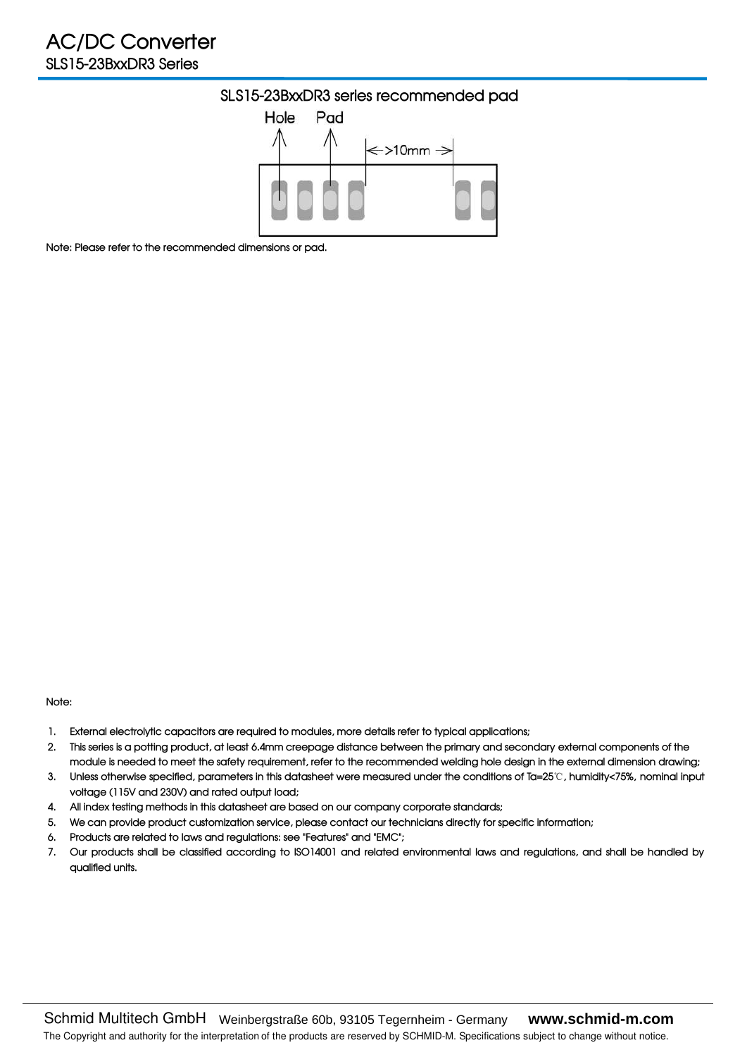SLS15-23BxxDR3 series recommended pad

Hole Pad

>10mm

Note: Please refer to the recommended dimensions or pad.

Note:

1. External electrolytic capacitors are required to modules, more details refer to typical applications;
2. This series is a potting product, at least 6.4mm creepage distance between the primary and secondary external components of the module is needed to meet the safety requirement, refer to the recommended welding hole design in the external dimension drawing;
3. Unless otherwise specified, parameters in this datasheet were measured under the conditions of Ta=25℃, humidity<75%, nominal input voltage (115V and 230V) and rated output load;
4. All index testing methods in this datasheet are based on our company corporate standards;
5. We can provide product customization service, please contact our technicians directly for specific information;
6. Products are related to laws and regulations: see "Features" and "EMC";
7. Our products shall be classified according to ISO14001 and related environmental laws and regulations, and shall be handled by qualified units.